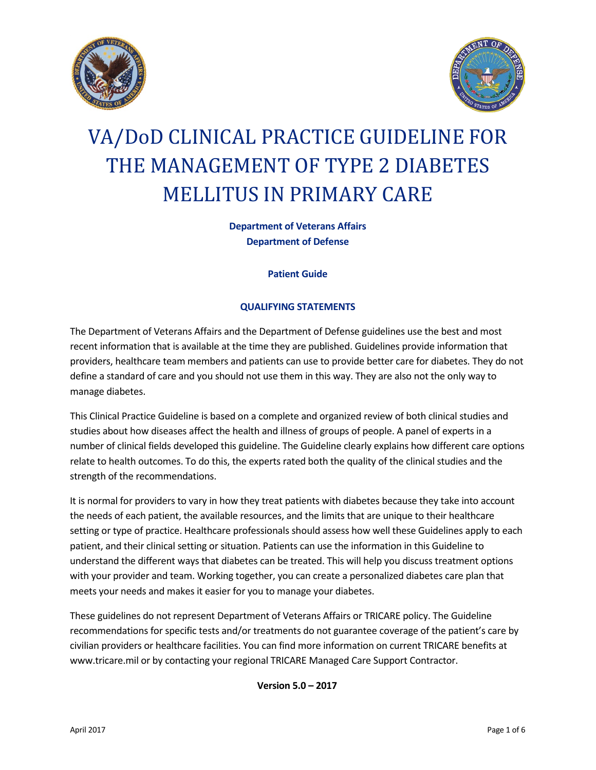# VA/DoD CLINICAL PRACTICE GUIDELINE FOR THE MANAGEMENT OF TYPE 2 DIABETES MELLITUS IN PRIMARY CARE

**Department of Veterans Affairs**
**Department of Defense**

**Patient Guide**

## QUALIFYING STATEMENTS

The Department of Veterans Affairs and the Department of Defense guidelines use the best and most recent information that is available at the time they are published. Guidelines provide information that providers, healthcare team members and patients can use to provide better care for diabetes. They do not define a standard of care and you should not use them in this way. They are also not the only way to manage diabetes.

This Clinical Practice Guideline is based on a complete and organized review of both clinical studies and studies about how diseases affect the health and illness of groups of people. A panel of experts in a number of clinical fields developed this guideline. The Guideline clearly explains how different care options relate to health outcomes. To do this, the experts rated both the quality of the clinical studies and the strength of the recommendations.

It is normal for providers to vary in how they treat patients with diabetes because they take into account the needs of each patient, the available resources, and the limits that are unique to their healthcare setting or type of practice. Healthcare professionals should assess how well these Guidelines apply to each patient, and their clinical setting or situation. Patients can use the information in this Guideline to understand the different ways that diabetes can be treated. This will help you discuss treatment options with your provider and team. Working together, you can create a personalized diabetes care plan that meets your needs and makes it easier for you to manage your diabetes.

These guidelines do not represent Department of Veterans Affairs or TRICARE policy. The Guideline recommendations for specific tests and/or treatments do not guarantee coverage of the patient's care by civilian providers or healthcare facilities. You can find more information on current TRICARE benefits at www.tricare.mil or by contacting your regional TRICARE Managed Care Support Contractor.

**Version 5.0 – 2017**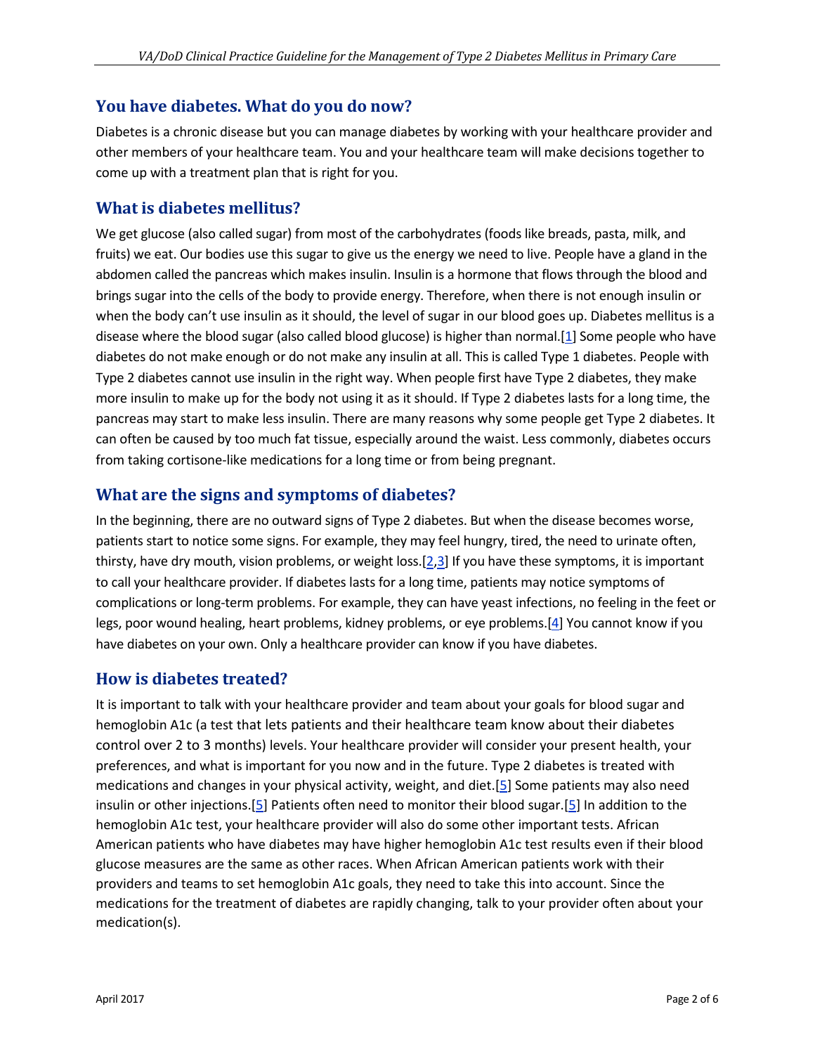## You have diabetes. What do you do now?

Diabetes is a chronic disease but you can manage diabetes by working with your healthcare provider and other members of your healthcare team. You and your healthcare team will make decisions together to come up with a treatment plan that is right for you.

## What is diabetes mellitus?

We get glucose (also called sugar) from most of the carbohydrates (foods like breads, pasta, milk, and fruits) we eat. Our bodies use this sugar to give us the energy we need to live. People have a gland in the abdomen called the pancreas which makes insulin. Insulin is a hormone that flows through the blood and brings sugar into the cells of the body to provide energy. Therefore, when there is not enough insulin or when the body can't use insulin as it should, the level of sugar in our blood goes up. Diabetes mellitus is a disease where the blood sugar (also called blood glucose) is higher than normal.[1] Some people who have diabetes do not make enough or do not make any insulin at all. This is called Type 1 diabetes. People with Type 2 diabetes cannot use insulin in the right way. When people first have Type 2 diabetes, they make more insulin to make up for the body not using it as it should. If Type 2 diabetes lasts for a long time, the pancreas may start to make less insulin. There are many reasons why some people get Type 2 diabetes. It can often be caused by too much fat tissue, especially around the waist. Less commonly, diabetes occurs from taking cortisone-like medications for a long time or from being pregnant.

## What are the signs and symptoms of diabetes?

In the beginning, there are no outward signs of Type 2 diabetes. But when the disease becomes worse, patients start to notice some signs. For example, they may feel hungry, tired, the need to urinate often, thirsty, have dry mouth, vision problems, or weight loss.[2,3] If you have these symptoms, it is important to call your healthcare provider. If diabetes lasts for a long time, patients may notice symptoms of complications or long-term problems. For example, they can have yeast infections, no feeling in the feet or legs, poor wound healing, heart problems, kidney problems, or eye problems.[4] You cannot know if you have diabetes on your own. Only a healthcare provider can know if you have diabetes.

## How is diabetes treated?

It is important to talk with your healthcare provider and team about your goals for blood sugar and hemoglobin A1c (a test that lets patients and their healthcare team know about their diabetes control over 2 to 3 months) levels. Your healthcare provider will consider your present health, your preferences, and what is important for you now and in the future. Type 2 diabetes is treated with medications and changes in your physical activity, weight, and diet.[5] Some patients may also need insulin or other injections.[5] Patients often need to monitor their blood sugar.[5] In addition to the hemoglobin A1c test, your healthcare provider will also do some other important tests. African American patients who have diabetes may have higher hemoglobin A1c test results even if their blood glucose measures are the same as other races. When African American patients work with their providers and teams to set hemoglobin A1c goals, they need to take this into account. Since the medications for the treatment of diabetes are rapidly changing, talk to your provider often about your medication(s).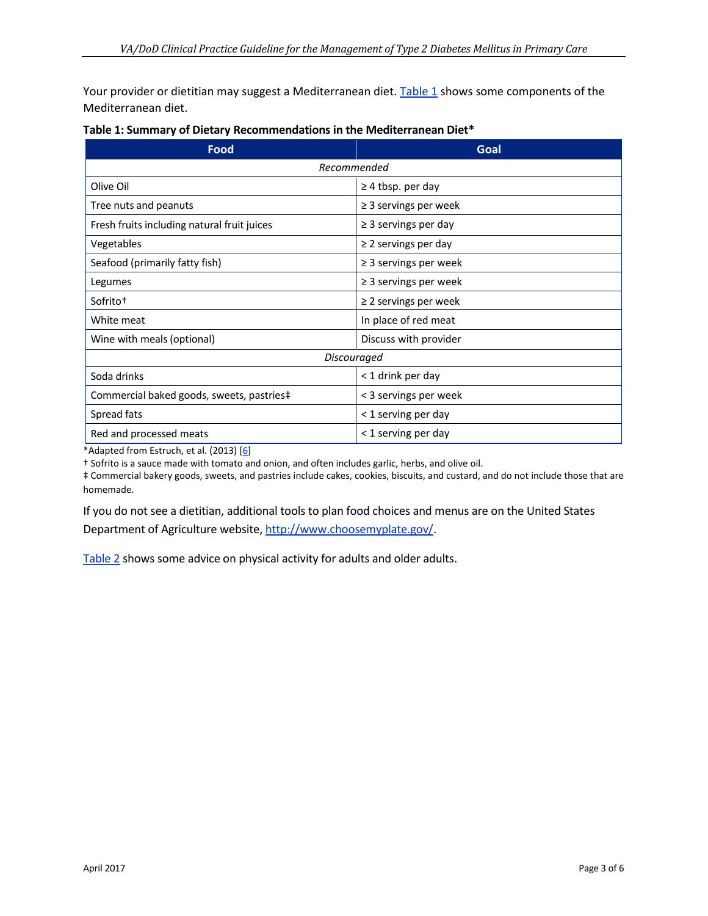Your provider or dietitian may suggest a Mediterranean diet. Table 1 shows some components of the Mediterranean diet.

**Table 1: Summary of Dietary Recommendations in the Mediterranean Diet***

| Food | Goal |
|---|---|
| *Recommended* | |
| Olive Oil | ≥ 4 tbsp. per day |
| Tree nuts and peanuts | ≥ 3 servings per week |
| Fresh fruits including natural fruit juices | ≥ 3 servings per day |
| Vegetables | ≥ 2 servings per day |
| Seafood (primarily fatty fish) | ≥ 3 servings per week |
| Legumes | ≥ 3 servings per week |
| Sofrito† | ≥ 2 servings per week |
| White meat | In place of red meat |
| Wine with meals (optional) | Discuss with provider |
| *Discouraged* | |
| Soda drinks | < 1 drink per day |
| Commercial baked goods, sweets, pastries‡ | < 3 servings per week |
| Spread fats | < 1 serving per day |
| Red and processed meats | < 1 serving per day |

*Adapted from Estruch, et al. (2013) [6]

† Sofrito is a sauce made with tomato and onion, and often includes garlic, herbs, and olive oil.

‡ Commercial bakery goods, sweets, and pastries include cakes, cookies, biscuits, and custard, and do not include those that are homemade.

If you do not see a dietitian, additional tools to plan food choices and menus are on the United States Department of Agriculture website, http://www.choosemyplate.gov/.

Table 2 shows some advice on physical activity for adults and older adults.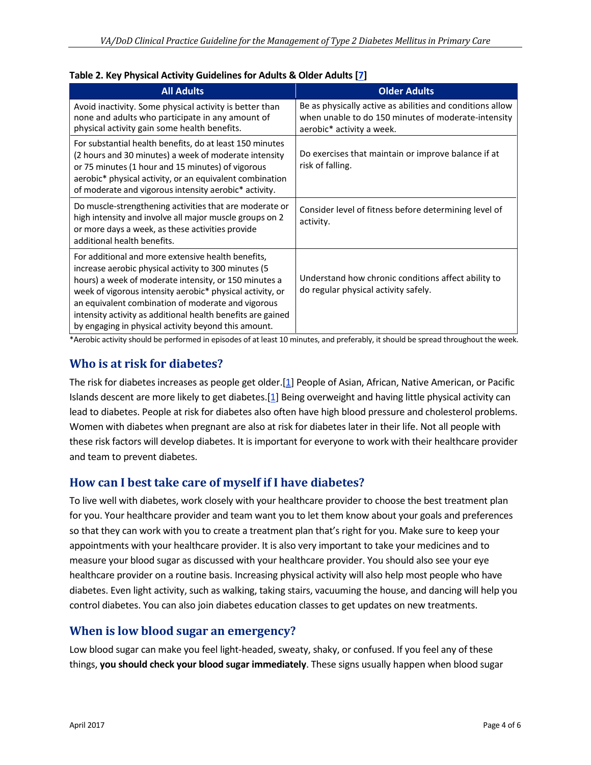**Table 2. Key Physical Activity Guidelines for Adults & Older Adults [7]**

| All Adults | Older Adults |
|---|---|
| Avoid inactivity. Some physical activity is better than none and adults who participate in any amount of physical activity gain some health benefits. | Be as physically active as abilities and conditions allow when unable to do 150 minutes of moderate-intensity aerobic* activity a week. |
| For substantial health benefits, do at least 150 minutes (2 hours and 30 minutes) a week of moderate intensity or 75 minutes (1 hour and 15 minutes) of vigorous aerobic* physical activity, or an equivalent combination of moderate and vigorous intensity aerobic* activity. | Do exercises that maintain or improve balance if at risk of falling. |
| Do muscle-strengthening activities that are moderate or high intensity and involve all major muscle groups on 2 or more days a week, as these activities provide additional health benefits. | Consider level of fitness before determining level of activity. |
| For additional and more extensive health benefits, increase aerobic physical activity to 300 minutes (5 hours) a week of moderate intensity, or 150 minutes a week of vigorous intensity aerobic* physical activity, or an equivalent combination of moderate and vigorous intensity activity as additional health benefits are gained by engaging in physical activity beyond this amount. | Understand how chronic conditions affect ability to do regular physical activity safely. |

*Aerobic activity should be performed in episodes of at least 10 minutes, and preferably, it should be spread throughout the week.

## Who is at risk for diabetes?

The risk for diabetes increases as people get older.[1] People of Asian, African, Native American, or Pacific Islands descent are more likely to get diabetes.[1] Being overweight and having little physical activity can lead to diabetes. People at risk for diabetes also often have high blood pressure and cholesterol problems. Women with diabetes when pregnant are also at risk for diabetes later in their life. Not all people with these risk factors will develop diabetes. It is important for everyone to work with their healthcare provider and team to prevent diabetes.

## How can I best take care of myself if I have diabetes?

To live well with diabetes, work closely with your healthcare provider to choose the best treatment plan for you. Your healthcare provider and team want you to let them know about your goals and preferences so that they can work with you to create a treatment plan that's right for you. Make sure to keep your appointments with your healthcare provider. It is also very important to take your medicines and to measure your blood sugar as discussed with your healthcare provider. You should also see your eye healthcare provider on a routine basis. Increasing physical activity will also help most people who have diabetes. Even light activity, such as walking, taking stairs, vacuuming the house, and dancing will help you control diabetes. You can also join diabetes education classes to get updates on new treatments.

## When is low blood sugar an emergency?

Low blood sugar can make you feel light-headed, sweaty, shaky, or confused. If you feel any of these things, **you should check your blood sugar immediately**. These signs usually happen when blood sugar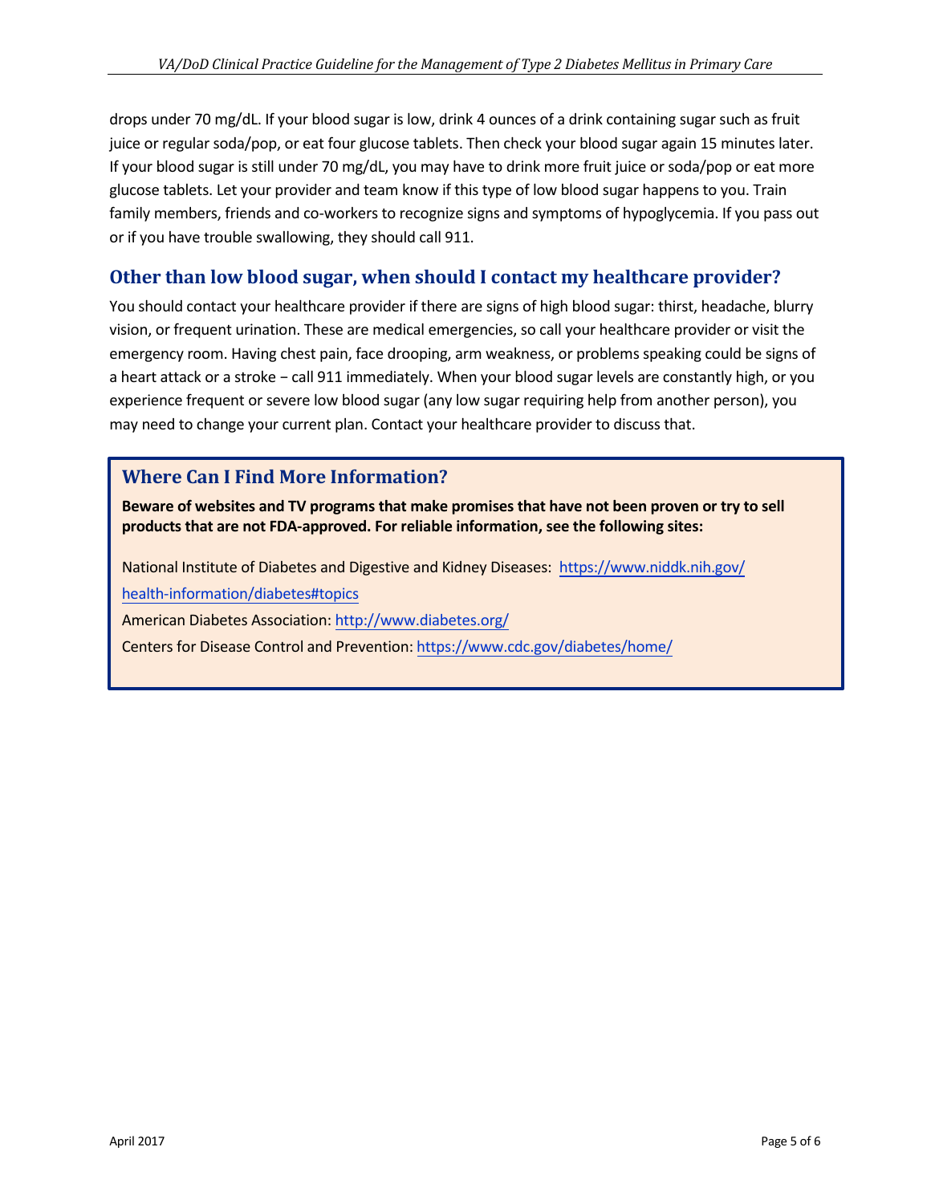drops under 70 mg/dL. If your blood sugar is low, drink 4 ounces of a drink containing sugar such as fruit juice or regular soda/pop, or eat four glucose tablets. Then check your blood sugar again 15 minutes later. If your blood sugar is still under 70 mg/dL, you may have to drink more fruit juice or soda/pop or eat more glucose tablets. Let your provider and team know if this type of low blood sugar happens to you. Train family members, friends and co-workers to recognize signs and symptoms of hypoglycemia. If you pass out or if you have trouble swallowing, they should call 911.

## Other than low blood sugar, when should I contact my healthcare provider?

You should contact your healthcare provider if there are signs of high blood sugar: thirst, headache, blurry vision, or frequent urination. These are medical emergencies, so call your healthcare provider or visit the emergency room. Having chest pain, face drooping, arm weakness, or problems speaking could be signs of a heart attack or a stroke − call 911 immediately. When your blood sugar levels are constantly high, or you experience frequent or severe low blood sugar (any low sugar requiring help from another person), you may need to change your current plan. Contact your healthcare provider to discuss that.

## Where Can I Find More Information?

**Beware of websites and TV programs that make promises that have not been proven or try to sell products that are not FDA-approved. For reliable information, see the following sites:**

National Institute of Diabetes and Digestive and Kidney Diseases: https://www.niddk.nih.gov/health-information/diabetes#topics

American Diabetes Association: http://www.diabetes.org/

Centers for Disease Control and Prevention: https://www.cdc.gov/diabetes/home/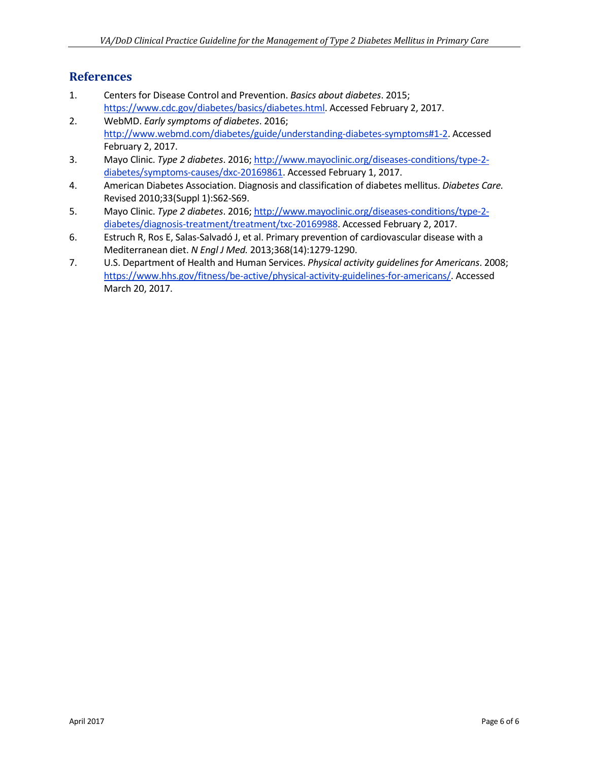## References

1. Centers for Disease Control and Prevention. *Basics about diabetes*. 2015; https://www.cdc.gov/diabetes/basics/diabetes.html. Accessed February 2, 2017.
2. WebMD. *Early symptoms of diabetes*. 2016; http://www.webmd.com/diabetes/guide/understanding-diabetes-symptoms#1-2. Accessed February 2, 2017.
3. Mayo Clinic. *Type 2 diabetes*. 2016; http://www.mayoclinic.org/diseases-conditions/type-2-diabetes/symptoms-causes/dxc-20169861. Accessed February 1, 2017.
4. American Diabetes Association. Diagnosis and classification of diabetes mellitus. *Diabetes Care.* Revised 2010;33(Suppl 1):S62-S69.
5. Mayo Clinic. *Type 2 diabetes*. 2016; http://www.mayoclinic.org/diseases-conditions/type-2-diabetes/diagnosis-treatment/treatment/txc-20169988. Accessed February 2, 2017.
6. Estruch R, Ros E, Salas-Salvadó J, et al. Primary prevention of cardiovascular disease with a Mediterranean diet. *N Engl J Med.* 2013;368(14):1279-1290.
7. U.S. Department of Health and Human Services. *Physical activity guidelines for Americans*. 2008; https://www.hhs.gov/fitness/be-active/physical-activity-guidelines-for-americans/. Accessed March 20, 2017.